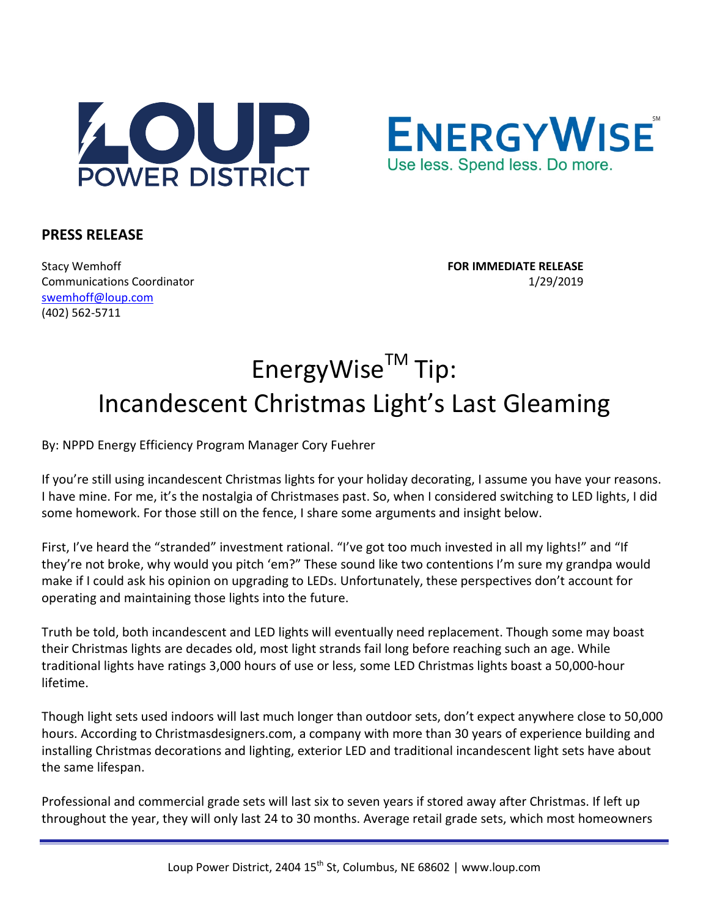LOUP POWER DISTRICT

ENERGYWISE[SM]
Use less. Spend less. Do more.

**PRESS RELEASE**

Stacy Wemhoff
Communications Coordinator
swemhoff@loup.com
(402) 562-5711

**FOR IMMEDIATE RELEASE**
1/29/2019

# EnergyWise™ Tip: Incandescent Christmas Light's Last Gleaming

By: NPPD Energy Efficiency Program Manager Cory Fuehrer

If you're still using incandescent Christmas lights for your holiday decorating, I assume you have your reasons. I have mine. For me, it's the nostalgia of Christmases past. So, when I considered switching to LED lights, I did some homework. For those still on the fence, I share some arguments and insight below.

First, I've heard the "stranded" investment rational. "I've got too much invested in all my lights!" and "If they're not broke, why would you pitch 'em?" These sound like two contentions I'm sure my grandpa would make if I could ask his opinion on upgrading to LEDs. Unfortunately, these perspectives don't account for operating and maintaining those lights into the future.

Truth be told, both incandescent and LED lights will eventually need replacement. Though some may boast their Christmas lights are decades old, most light strands fail long before reaching such an age. While traditional lights have ratings 3,000 hours of use or less, some LED Christmas lights boast a 50,000-hour lifetime.

Though light sets used indoors will last much longer than outdoor sets, don't expect anywhere close to 50,000 hours. According to Christmasdesigners.com, a company with more than 30 years of experience building and installing Christmas decorations and lighting, exterior LED and traditional incandescent light sets have about the same lifespan.

Professional and commercial grade sets will last six to seven years if stored away after Christmas. If left up throughout the year, they will only last 24 to 30 months. Average retail grade sets, which most homeowners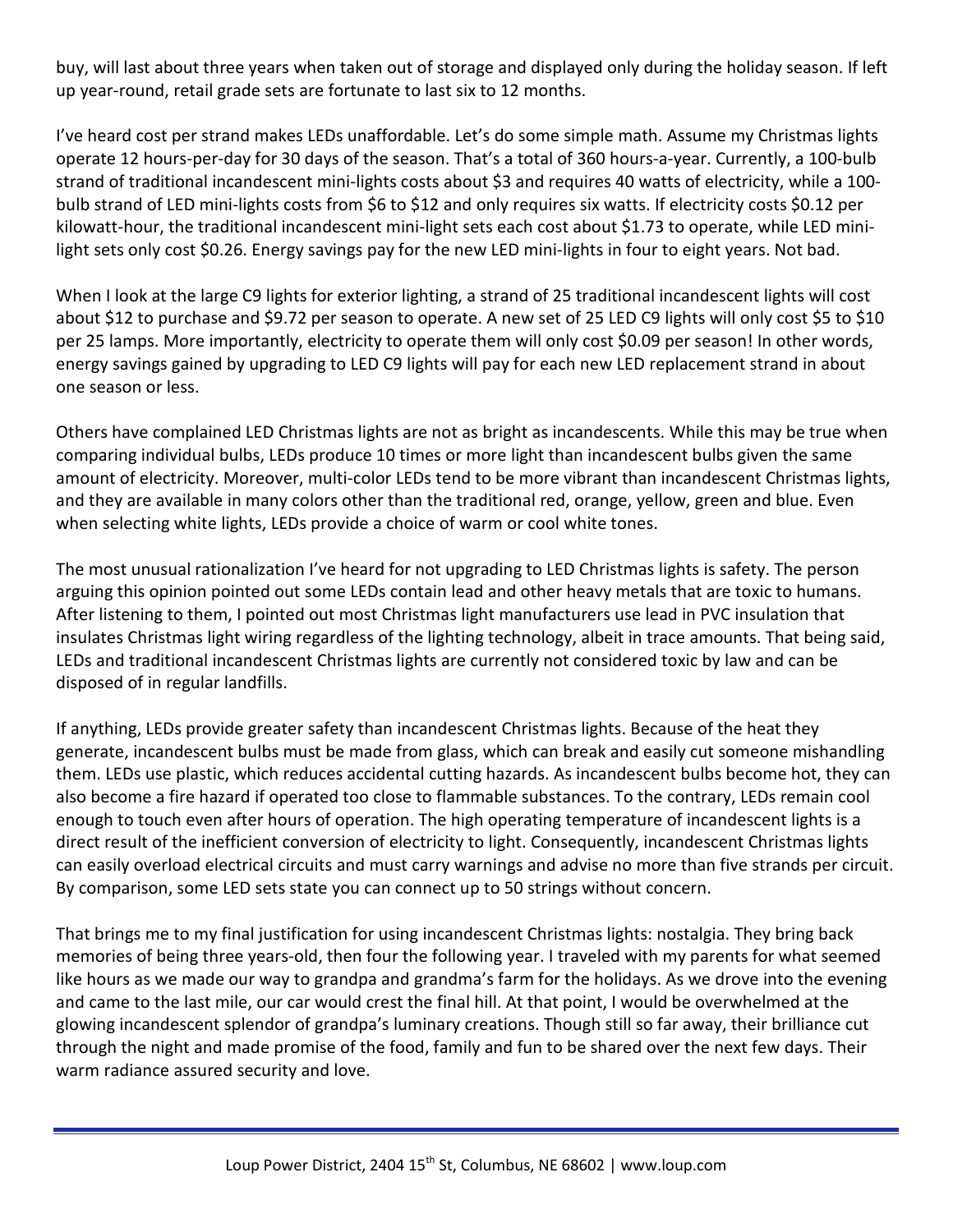buy, will last about three years when taken out of storage and displayed only during the holiday season. If left up year-round, retail grade sets are fortunate to last six to 12 months.

I've heard cost per strand makes LEDs unaffordable. Let's do some simple math. Assume my Christmas lights operate 12 hours-per-day for 30 days of the season. That's a total of 360 hours-a-year. Currently, a 100-bulb strand of traditional incandescent mini-lights costs about $3 and requires 40 watts of electricity, while a 100-bulb strand of LED mini-lights costs from $6 to $12 and only requires six watts. If electricity costs $0.12 per kilowatt-hour, the traditional incandescent mini-light sets each cost about $1.73 to operate, while LED mini-light sets only cost $0.26. Energy savings pay for the new LED mini-lights in four to eight years. Not bad.

When I look at the large C9 lights for exterior lighting, a strand of 25 traditional incandescent lights will cost about $12 to purchase and $9.72 per season to operate. A new set of 25 LED C9 lights will only cost $5 to $10 per 25 lamps. More importantly, electricity to operate them will only cost $0.09 per season! In other words, energy savings gained by upgrading to LED C9 lights will pay for each new LED replacement strand in about one season or less.

Others have complained LED Christmas lights are not as bright as incandescents. While this may be true when comparing individual bulbs, LEDs produce 10 times or more light than incandescent bulbs given the same amount of electricity. Moreover, multi-color LEDs tend to be more vibrant than incandescent Christmas lights, and they are available in many colors other than the traditional red, orange, yellow, green and blue. Even when selecting white lights, LEDs provide a choice of warm or cool white tones.

The most unusual rationalization I've heard for not upgrading to LED Christmas lights is safety. The person arguing this opinion pointed out some LEDs contain lead and other heavy metals that are toxic to humans. After listening to them, I pointed out most Christmas light manufacturers use lead in PVC insulation that insulates Christmas light wiring regardless of the lighting technology, albeit in trace amounts. That being said, LEDs and traditional incandescent Christmas lights are currently not considered toxic by law and can be disposed of in regular landfills.

If anything, LEDs provide greater safety than incandescent Christmas lights. Because of the heat they generate, incandescent bulbs must be made from glass, which can break and easily cut someone mishandling them. LEDs use plastic, which reduces accidental cutting hazards. As incandescent bulbs become hot, they can also become a fire hazard if operated too close to flammable substances. To the contrary, LEDs remain cool enough to touch even after hours of operation. The high operating temperature of incandescent lights is a direct result of the inefficient conversion of electricity to light. Consequently, incandescent Christmas lights can easily overload electrical circuits and must carry warnings and advise no more than five strands per circuit. By comparison, some LED sets state you can connect up to 50 strings without concern.

That brings me to my final justification for using incandescent Christmas lights: nostalgia. They bring back memories of being three years-old, then four the following year. I traveled with my parents for what seemed like hours as we made our way to grandpa and grandma's farm for the holidays. As we drove into the evening and came to the last mile, our car would crest the final hill. At that point, I would be overwhelmed at the glowing incandescent splendor of grandpa's luminary creations. Though still so far away, their brilliance cut through the night and made promise of the food, family and fun to be shared over the next few days. Their warm radiance assured security and love.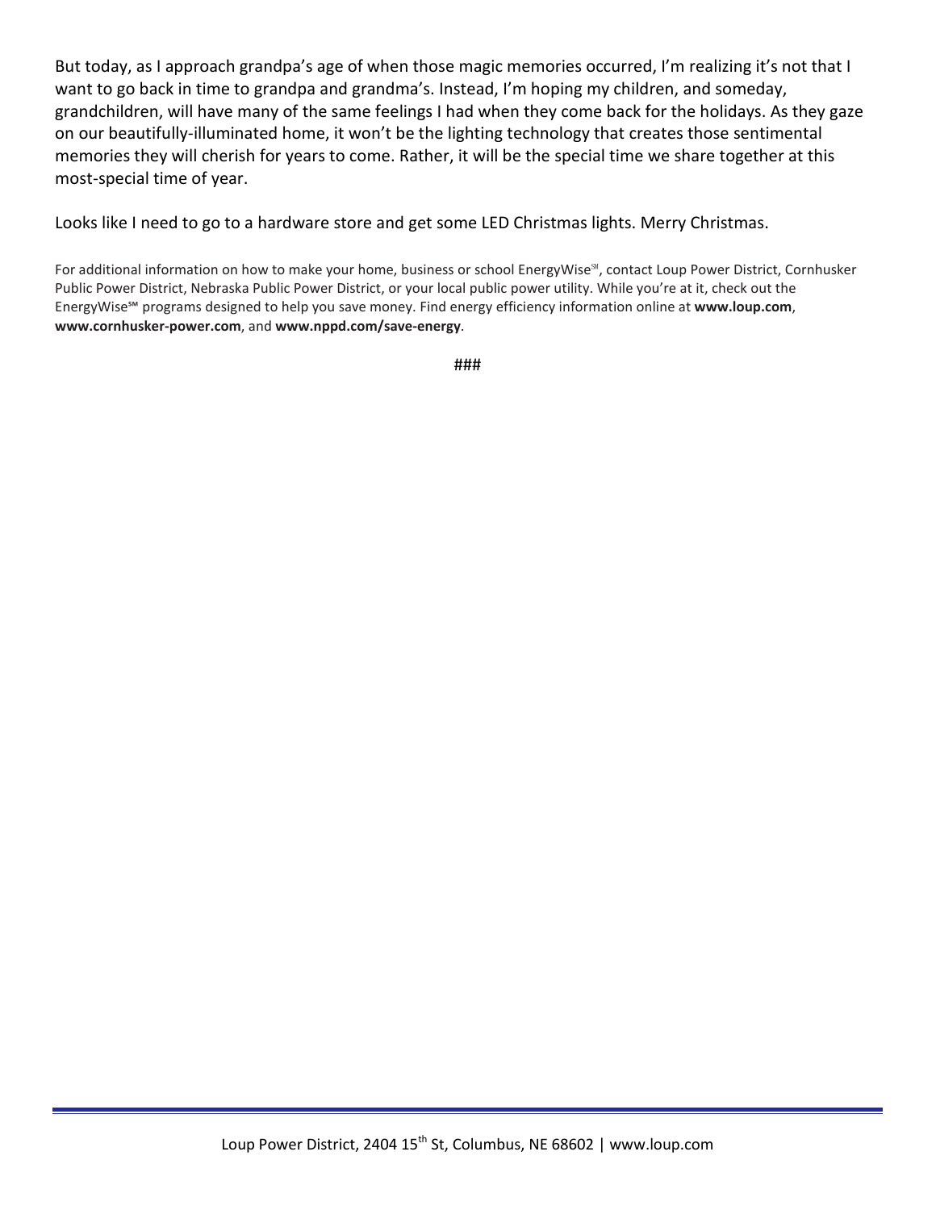But today, as I approach grandpa's age of when those magic memories occurred, I'm realizing it's not that I want to go back in time to grandpa and grandma's. Instead, I'm hoping my children, and someday, grandchildren, will have many of the same feelings I had when they come back for the holidays. As they gaze on our beautifully-illuminated home, it won't be the lighting technology that creates those sentimental memories they will cherish for years to come. Rather, it will be the special time we share together at this most-special time of year.

Looks like I need to go to a hardware store and get some LED Christmas lights. Merry Christmas.

For additional information on how to make your home, business or school EnergyWise℠, contact Loup Power District, Cornhusker Public Power District, Nebraska Public Power District, or your local public power utility. While you're at it, check out the EnergyWise℠ programs designed to help you save money. Find energy efficiency information online at **www.loup.com**, **www.cornhusker-power.com**, and **www.nppd.com/save-energy**.

###